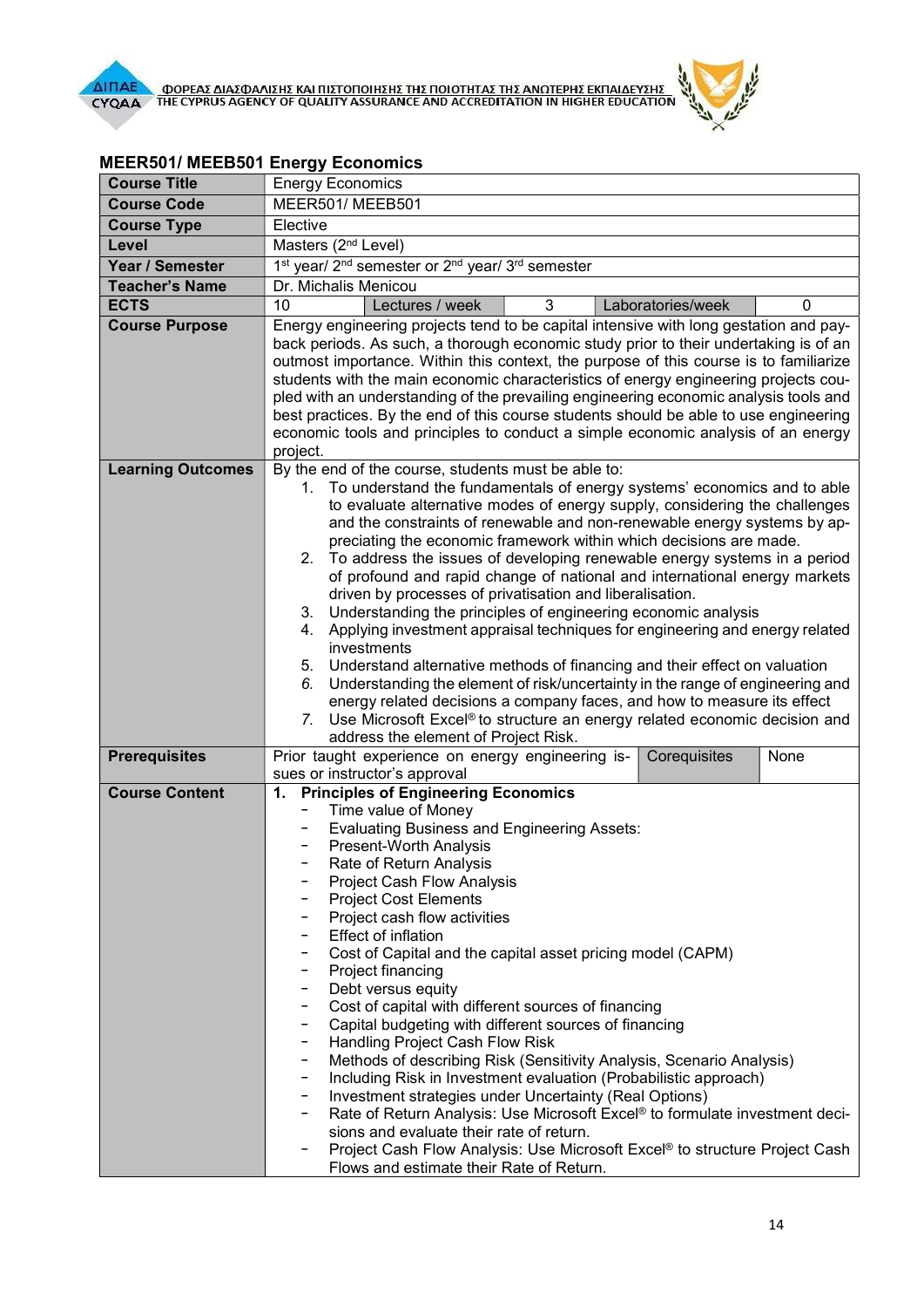## MEER501/ MEEB501 Energy Economics

| Course Title | Energy Economics | | | |
|---|---|---|---|---|
| Course Code | MEER501/ MEEB501 | | | |
| Course Type | Elective | | | |
| Level | Masters (2nd Level) | | | |
| Year / Semester | 1st year/ 2nd semester or 2nd year/ 3rd semester | | | |
| Teacher's Name | Dr. Michalis Menicou | | | |
| ECTS | 10 | Lectures / week 3 | Laboratories/week | 0 |
| Course Purpose | Energy engineering projects tend to be capital intensive with long gestation and pay-back periods. As such, a thorough economic study prior to their undertaking is of an outmost importance. Within this context, the purpose of this course is to familiarize students with the main economic characteristics of energy engineering projects coupled with an understanding of the prevailing engineering economic analysis tools and best practices. By the end of this course students should be able to use engineering economic tools and principles to conduct a simple economic analysis of an energy project. | | | |
| Learning Outcomes | By the end of the course, students must be able to:<br>1. To understand the fundamentals of energy systems' economics and to able to evaluate alternative modes of energy supply, considering the challenges and the constraints of renewable and non-renewable energy systems by appreciating the economic framework within which decisions are made.<br>2. To address the issues of developing renewable energy systems in a period of profound and rapid change of national and international energy markets driven by processes of privatisation and liberalisation.<br>3. Understanding the principles of engineering economic analysis<br>4. Applying investment appraisal techniques for engineering and energy related investments<br>5. Understand alternative methods of financing and their effect on valuation<br>6. Understanding the element of risk/uncertainty in the range of engineering and energy related decisions a company faces, and how to measure its effect<br>7. Use Microsoft Excel® to structure an energy related economic decision and address the element of Project Risk. | | | |
| Prerequisites | Prior taught experience on energy engineering issues or instructor's approval | | Corequisites | None |
| Course Content | **1. Principles of Engineering Economics**<br>- Time value of Money<br>- Evaluating Business and Engineering Assets:<br>- Present-Worth Analysis<br>- Rate of Return Analysis<br>- Project Cash Flow Analysis<br>- Project Cost Elements<br>- Project cash flow activities<br>- Effect of inflation<br>- Cost of Capital and the capital asset pricing model (CAPM)<br>- Project financing<br>- Debt versus equity<br>- Cost of capital with different sources of financing<br>- Capital budgeting with different sources of financing<br>- Handling Project Cash Flow Risk<br>- Methods of describing Risk (Sensitivity Analysis, Scenario Analysis)<br>- Including Risk in Investment evaluation (Probabilistic approach)<br>- Investment strategies under Uncertainty (Real Options)<br>- Rate of Return Analysis: Use Microsoft Excel® to formulate investment decisions and evaluate their rate of return.<br>- Project Cash Flow Analysis: Use Microsoft Excel® to structure Project Cash Flows and estimate their Rate of Return. | | | |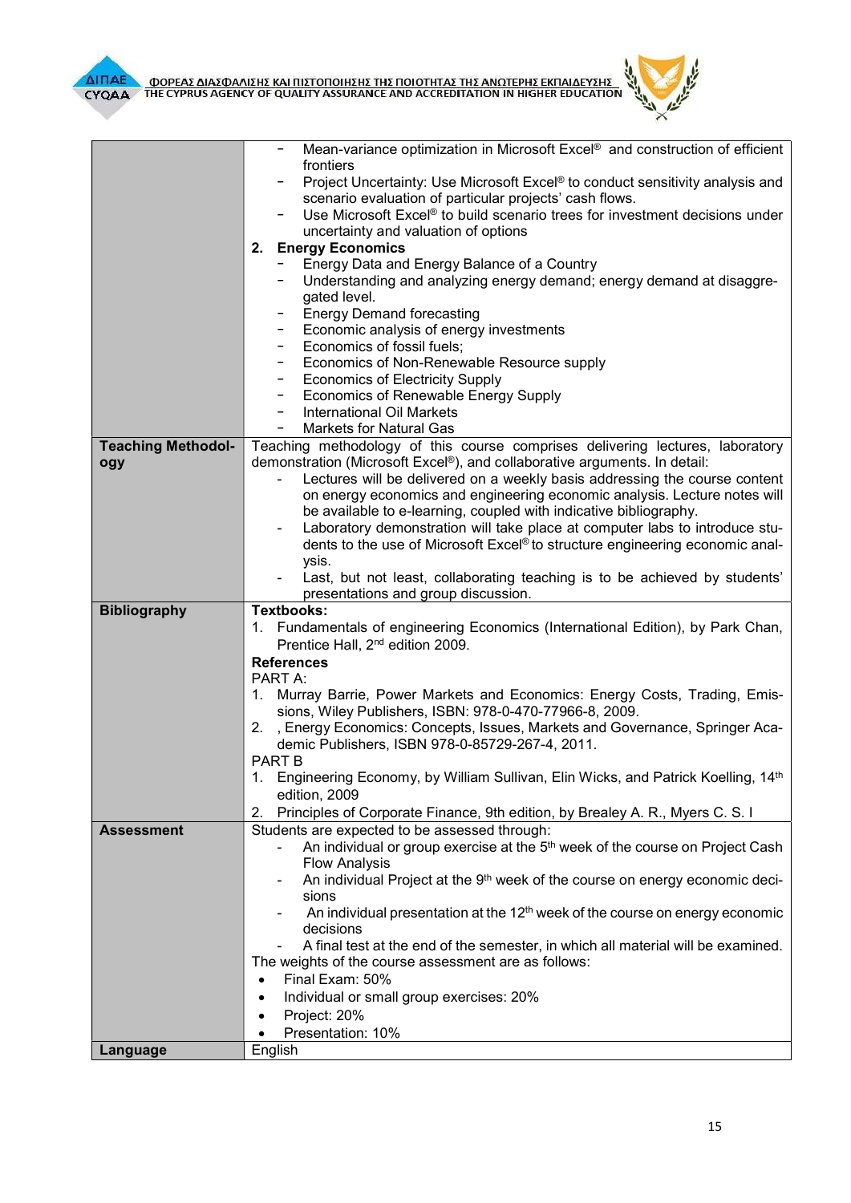| | |
|---|---|
| | - Mean-variance optimization in Microsoft Excel® and construction of efficient frontiers<br>- Project Uncertainty: Use Microsoft Excel® to conduct sensitivity analysis and scenario evaluation of particular projects' cash flows.<br>- Use Microsoft Excel® to build scenario trees for investment decisions under uncertainty and valuation of options<br>**2. Energy Economics**<br>- Energy Data and Energy Balance of a Country<br>- Understanding and analyzing energy demand; energy demand at disaggregated level.<br>- Energy Demand forecasting<br>- Economic analysis of energy investments<br>- Economics of fossil fuels;<br>- Economics of Non-Renewable Resource supply<br>- Economics of Electricity Supply<br>- Economics of Renewable Energy Supply<br>- International Oil Markets<br>- Markets for Natural Gas |
| **Teaching Methodology** | Teaching methodology of this course comprises delivering lectures, laboratory demonstration (Microsoft Excel®), and collaborative arguments. In detail:<br>- Lectures will be delivered on a weekly basis addressing the course content on energy economics and engineering economic analysis. Lecture notes will be available to e-learning, coupled with indicative bibliography.<br>- Laboratory demonstration will take place at computer labs to introduce students to the use of Microsoft Excel® to structure engineering economic analysis.<br>- Last, but not least, collaborating teaching is to be achieved by students' presentations and group discussion. |
| **Bibliography** | **Textbooks:**<br>1. Fundamentals of engineering Economics (International Edition), by Park Chan, Prentice Hall, 2nd edition 2009.<br>**References**<br>PART A:<br>1. Murray Barrie, Power Markets and Economics: Energy Costs, Trading, Emissions, Wiley Publishers, ISBN: 978-0-470-77966-8, 2009.<br>2. , Energy Economics: Concepts, Issues, Markets and Governance, Springer Academic Publishers, ISBN 978-0-85729-267-4, 2011.<br>PART B<br>1. Engineering Economy, by William Sullivan, Elin Wicks, and Patrick Koelling, 14th edition, 2009<br>2. Principles of Corporate Finance, 9th edition, by Brealey A. R., Myers C. S. I |
| **Assessment** | Students are expected to be assessed through:<br>- An individual or group exercise at the 5th week of the course on Project Cash Flow Analysis<br>- An individual Project at the 9th week of the course on energy economic decisions<br>- An individual presentation at the 12th week of the course on energy economic decisions<br>- A final test at the end of the semester, in which all material will be examined.<br>The weights of the course assessment are as follows:<br>• Final Exam: 50%<br>• Individual or small group exercises: 20%<br>• Project: 20%<br>• Presentation: 10% |
| **Language** | English |